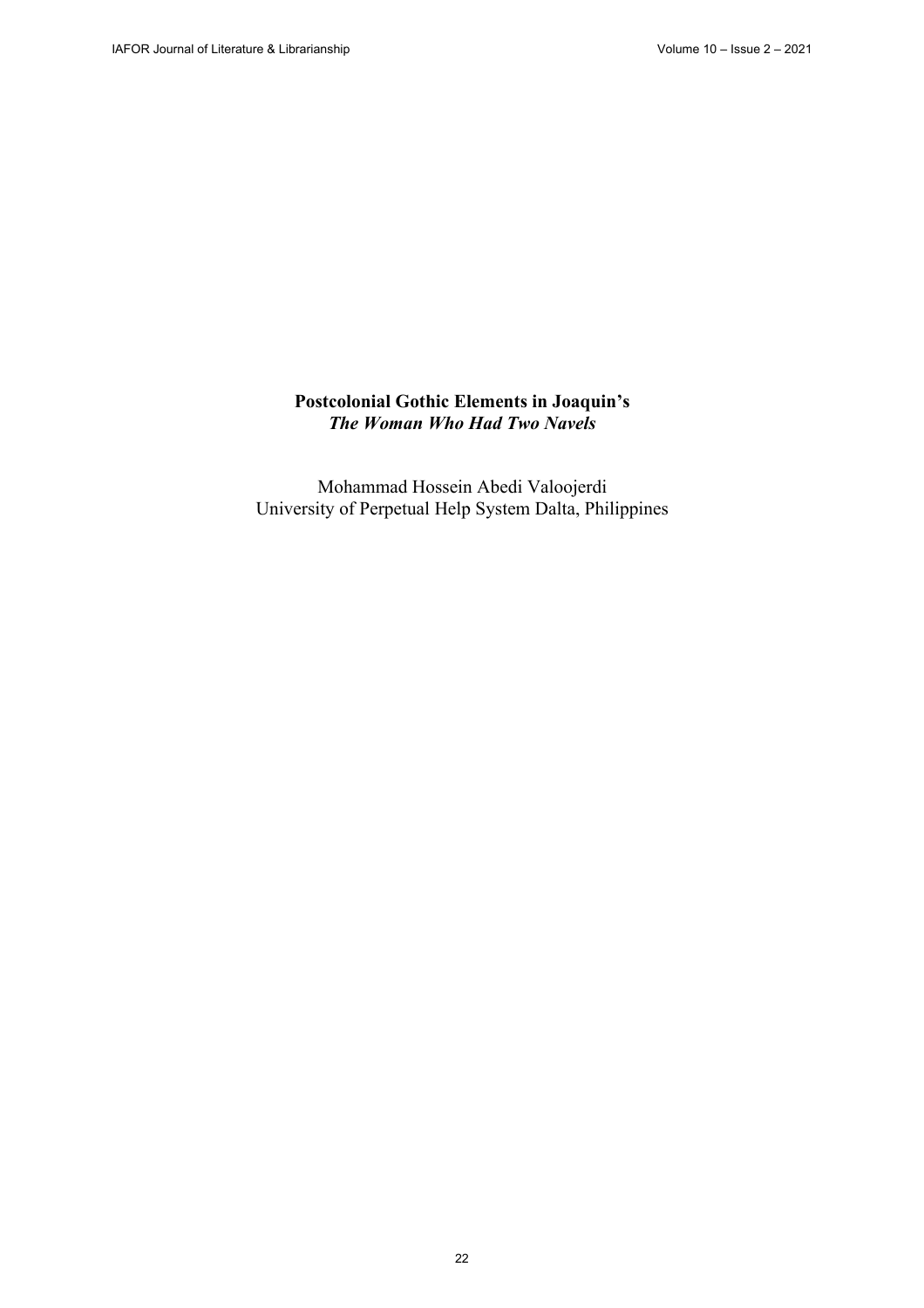# Postcolonial Gothic Elements in Joaquin's *The Woman Who Had Two Navels*

Mohammad Hossein Abedi Valoojerdi
University of Perpetual Help System Dalta, Philippines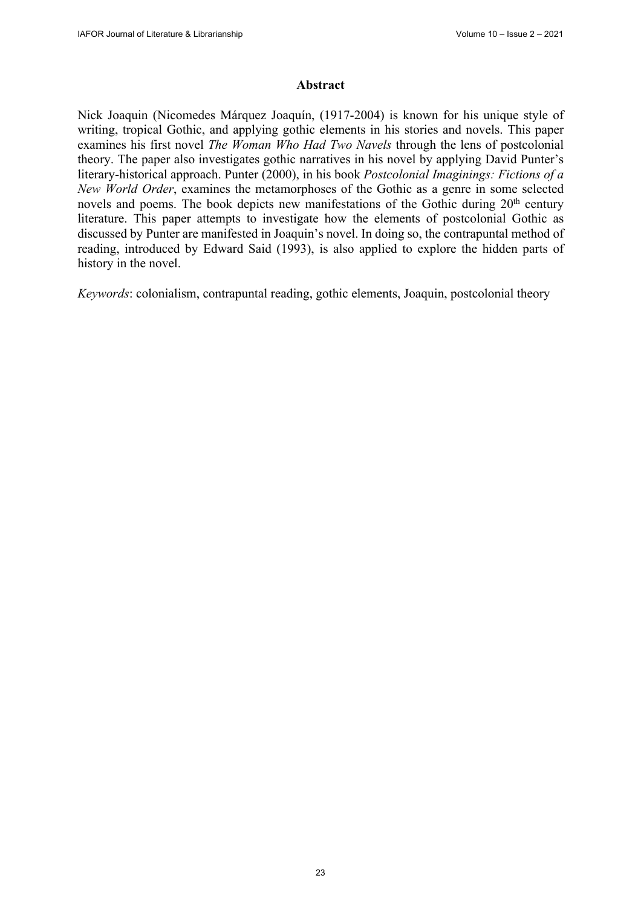## Abstract

Nick Joaquin (Nicomedes Márquez Joaquín, (1917-2004) is known for his unique style of writing, tropical Gothic, and applying gothic elements in his stories and novels. This paper examines his first novel *The Woman Who Had Two Navels* through the lens of postcolonial theory. The paper also investigates gothic narratives in his novel by applying David Punter's literary-historical approach. Punter (2000), in his book *Postcolonial Imaginings: Fictions of a New World Order*, examines the metamorphoses of the Gothic as a genre in some selected novels and poems. The book depicts new manifestations of the Gothic during 20th century literature. This paper attempts to investigate how the elements of postcolonial Gothic as discussed by Punter are manifested in Joaquin's novel. In doing so, the contrapuntal method of reading, introduced by Edward Said (1993), is also applied to explore the hidden parts of history in the novel.

*Keywords*: colonialism, contrapuntal reading, gothic elements, Joaquin, postcolonial theory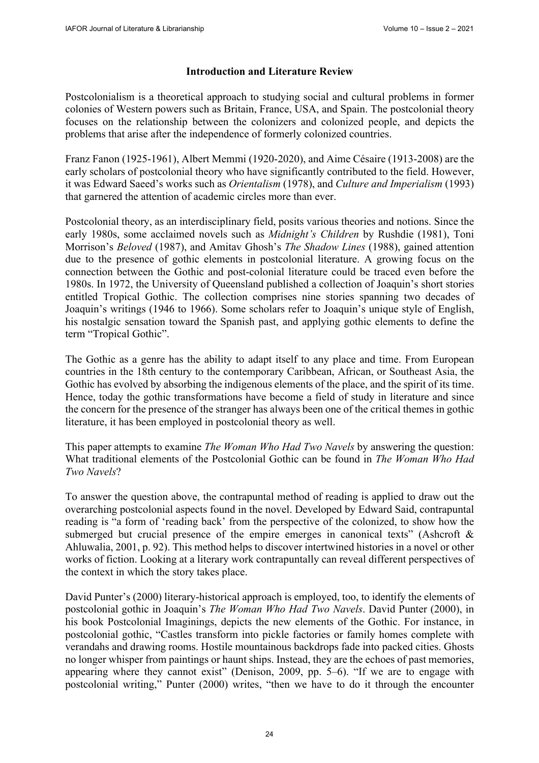## Introduction and Literature Review

Postcolonialism is a theoretical approach to studying social and cultural problems in former colonies of Western powers such as Britain, France, USA, and Spain. The postcolonial theory focuses on the relationship between the colonizers and colonized people, and depicts the problems that arise after the independence of formerly colonized countries.

Franz Fanon (1925-1961), Albert Memmi (1920-2020), and Aime Césaire (1913-2008) are the early scholars of postcolonial theory who have significantly contributed to the field. However, it was Edward Saeed's works such as *Orientalism* (1978), and *Culture and Imperialism* (1993) that garnered the attention of academic circles more than ever.

Postcolonial theory, as an interdisciplinary field, posits various theories and notions. Since the early 1980s, some acclaimed novels such as *Midnight's Children* by Rushdie (1981), Toni Morrison's *Beloved* (1987), and Amitav Ghosh's *The Shadow Lines* (1988), gained attention due to the presence of gothic elements in postcolonial literature. A growing focus on the connection between the Gothic and post-colonial literature could be traced even before the 1980s. In 1972, the University of Queensland published a collection of Joaquin's short stories entitled Tropical Gothic. The collection comprises nine stories spanning two decades of Joaquin's writings (1946 to 1966). Some scholars refer to Joaquin's unique style of English, his nostalgic sensation toward the Spanish past, and applying gothic elements to define the term "Tropical Gothic".

The Gothic as a genre has the ability to adapt itself to any place and time. From European countries in the 18th century to the contemporary Caribbean, African, or Southeast Asia, the Gothic has evolved by absorbing the indigenous elements of the place, and the spirit of its time. Hence, today the gothic transformations have become a field of study in literature and since the concern for the presence of the stranger has always been one of the critical themes in gothic literature, it has been employed in postcolonial theory as well.

This paper attempts to examine *The Woman Who Had Two Navels* by answering the question: What traditional elements of the Postcolonial Gothic can be found in *The Woman Who Had Two Navels*?

To answer the question above, the contrapuntal method of reading is applied to draw out the overarching postcolonial aspects found in the novel. Developed by Edward Said, contrapuntal reading is "a form of 'reading back' from the perspective of the colonized, to show how the submerged but crucial presence of the empire emerges in canonical texts" (Ashcroft & Ahluwalia, 2001, p. 92). This method helps to discover intertwined histories in a novel or other works of fiction. Looking at a literary work contrapuntally can reveal different perspectives of the context in which the story takes place.

David Punter's (2000) literary-historical approach is employed, too, to identify the elements of postcolonial gothic in Joaquin's *The Woman Who Had Two Navels*. David Punter (2000), in his book Postcolonial Imaginings, depicts the new elements of the Gothic. For instance, in postcolonial gothic, "Castles transform into pickle factories or family homes complete with verandahs and drawing rooms. Hostile mountainous backdrops fade into packed cities. Ghosts no longer whisper from paintings or haunt ships. Instead, they are the echoes of past memories, appearing where they cannot exist" (Denison, 2009, pp. 5–6). "If we are to engage with postcolonial writing," Punter (2000) writes, "then we have to do it through the encounter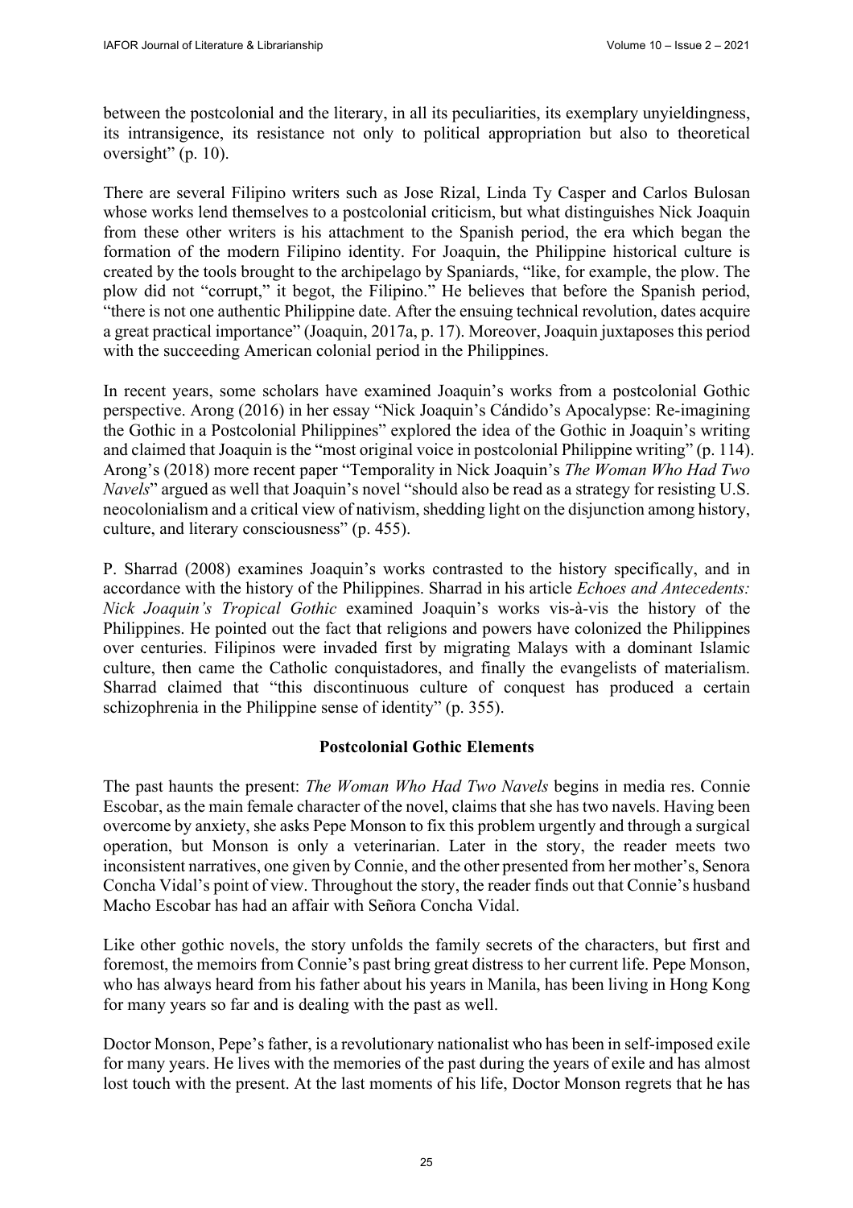between the postcolonial and the literary, in all its peculiarities, its exemplary unyieldingness, its intransigence, its resistance not only to political appropriation but also to theoretical oversight" (p. 10).

There are several Filipino writers such as Jose Rizal, Linda Ty Casper and Carlos Bulosan whose works lend themselves to a postcolonial criticism, but what distinguishes Nick Joaquin from these other writers is his attachment to the Spanish period, the era which began the formation of the modern Filipino identity. For Joaquin, the Philippine historical culture is created by the tools brought to the archipelago by Spaniards, "like, for example, the plow. The plow did not "corrupt," it begot, the Filipino." He believes that before the Spanish period, "there is not one authentic Philippine date. After the ensuing technical revolution, dates acquire a great practical importance" (Joaquin, 2017a, p. 17). Moreover, Joaquin juxtaposes this period with the succeeding American colonial period in the Philippines.

In recent years, some scholars have examined Joaquin's works from a postcolonial Gothic perspective. Arong (2016) in her essay "Nick Joaquin's Cándido's Apocalypse: Re-imagining the Gothic in a Postcolonial Philippines" explored the idea of the Gothic in Joaquin's writing and claimed that Joaquin is the "most original voice in postcolonial Philippine writing" (p. 114). Arong's (2018) more recent paper "Temporality in Nick Joaquin's *The Woman Who Had Two Navels*" argued as well that Joaquin's novel "should also be read as a strategy for resisting U.S. neocolonialism and a critical view of nativism, shedding light on the disjunction among history, culture, and literary consciousness" (p. 455).

P. Sharrad (2008) examines Joaquin's works contrasted to the history specifically, and in accordance with the history of the Philippines. Sharrad in his article *Echoes and Antecedents: Nick Joaquin's Tropical Gothic* examined Joaquin's works vis-à-vis the history of the Philippines. He pointed out the fact that religions and powers have colonized the Philippines over centuries. Filipinos were invaded first by migrating Malays with a dominant Islamic culture, then came the Catholic conquistadores, and finally the evangelists of materialism. Sharrad claimed that "this discontinuous culture of conquest has produced a certain schizophrenia in the Philippine sense of identity" (p. 355).

## Postcolonial Gothic Elements

The past haunts the present: *The Woman Who Had Two Navels* begins in media res. Connie Escobar, as the main female character of the novel, claims that she has two navels. Having been overcome by anxiety, she asks Pepe Monson to fix this problem urgently and through a surgical operation, but Monson is only a veterinarian. Later in the story, the reader meets two inconsistent narratives, one given by Connie, and the other presented from her mother's, Senora Concha Vidal's point of view. Throughout the story, the reader finds out that Connie's husband Macho Escobar has had an affair with Señora Concha Vidal.

Like other gothic novels, the story unfolds the family secrets of the characters, but first and foremost, the memoirs from Connie's past bring great distress to her current life. Pepe Monson, who has always heard from his father about his years in Manila, has been living in Hong Kong for many years so far and is dealing with the past as well.

Doctor Monson, Pepe's father, is a revolutionary nationalist who has been in self-imposed exile for many years. He lives with the memories of the past during the years of exile and has almost lost touch with the present. At the last moments of his life, Doctor Monson regrets that he has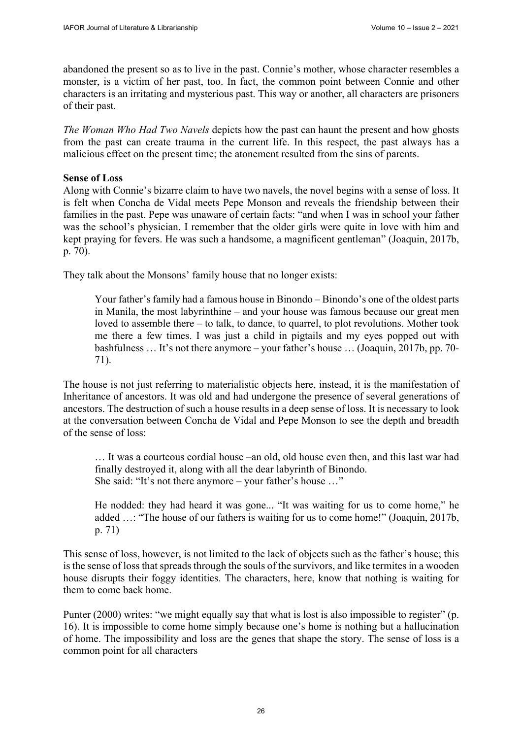abandoned the present so as to live in the past. Connie's mother, whose character resembles a monster, is a victim of her past, too. In fact, the common point between Connie and other characters is an irritating and mysterious past. This way or another, all characters are prisoners of their past.

*The Woman Who Had Two Navels* depicts how the past can haunt the present and how ghosts from the past can create trauma in the current life. In this respect, the past always has a malicious effect on the present time; the atonement resulted from the sins of parents.

**Sense of Loss**

Along with Connie's bizarre claim to have two navels, the novel begins with a sense of loss. It is felt when Concha de Vidal meets Pepe Monson and reveals the friendship between their families in the past. Pepe was unaware of certain facts: "and when I was in school your father was the school's physician. I remember that the older girls were quite in love with him and kept praying for fevers. He was such a handsome, a magnificent gentleman" (Joaquin, 2017b, p. 70).

They talk about the Monsons' family house that no longer exists:

> Your father's family had a famous house in Binondo – Binondo's one of the oldest parts in Manila, the most labyrinthine – and your house was famous because our great men loved to assemble there – to talk, to dance, to quarrel, to plot revolutions. Mother took me there a few times. I was just a child in pigtails and my eyes popped out with bashfulness … It's not there anymore – your father's house … (Joaquin, 2017b, pp. 70-71).

The house is not just referring to materialistic objects here, instead, it is the manifestation of Inheritance of ancestors. It was old and had undergone the presence of several generations of ancestors. The destruction of such a house results in a deep sense of loss. It is necessary to look at the conversation between Concha de Vidal and Pepe Monson to see the depth and breadth of the sense of loss:

> … It was a courteous cordial house –an old, old house even then, and this last war had finally destroyed it, along with all the dear labyrinth of Binondo.
> She said: "It's not there anymore – your father's house …"
>
> He nodded: they had heard it was gone... "It was waiting for us to come home," he added …: "The house of our fathers is waiting for us to come home!" (Joaquin, 2017b, p. 71)

This sense of loss, however, is not limited to the lack of objects such as the father's house; this is the sense of loss that spreads through the souls of the survivors, and like termites in a wooden house disrupts their foggy identities. The characters, here, know that nothing is waiting for them to come back home.

Punter (2000) writes: "we might equally say that what is lost is also impossible to register" (p. 16). It is impossible to come home simply because one's home is nothing but a hallucination of home. The impossibility and loss are the genes that shape the story. The sense of loss is a common point for all characters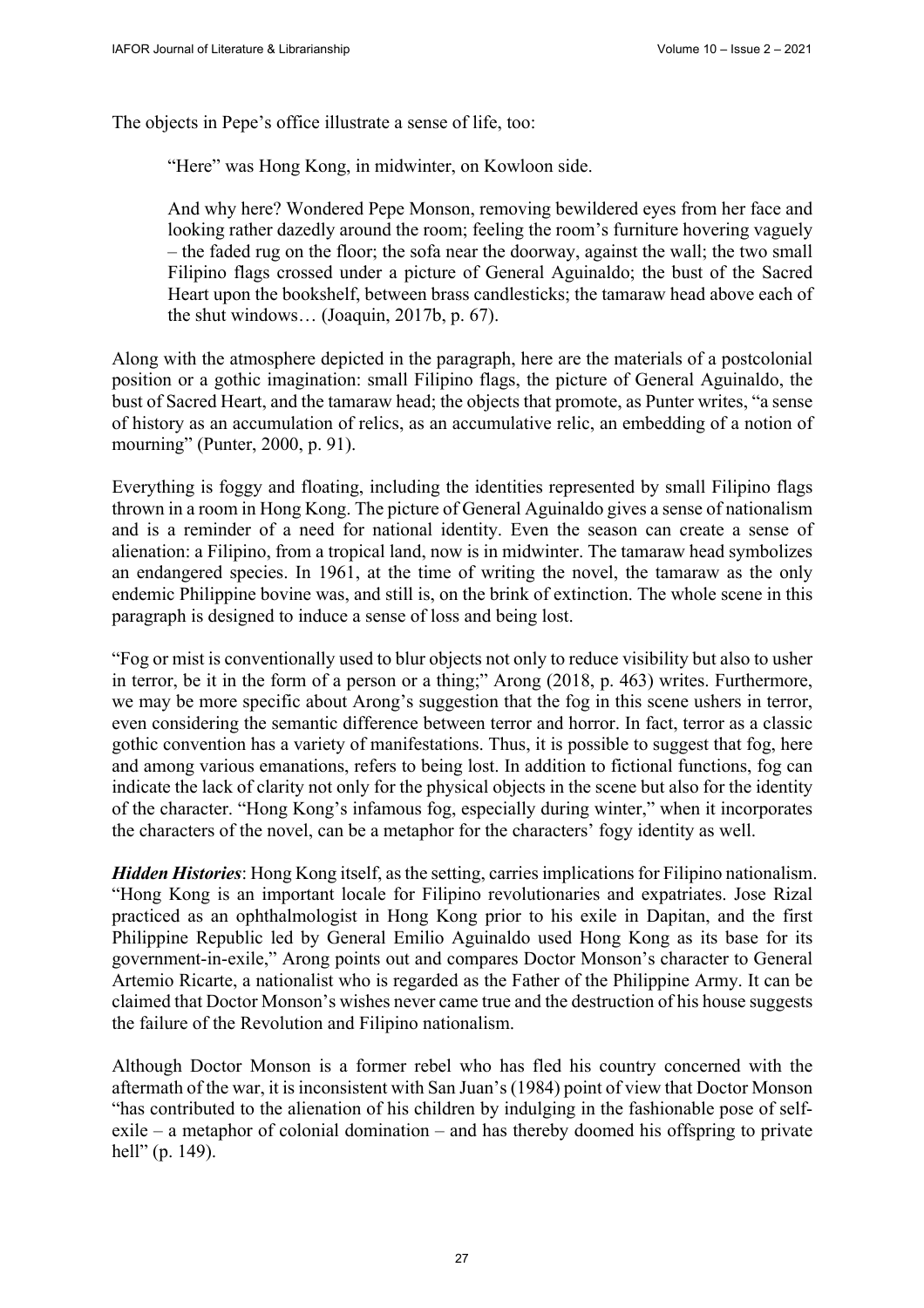The objects in Pepe's office illustrate a sense of life, too:

> "Here" was Hong Kong, in midwinter, on Kowloon side.
>
> And why here? Wondered Pepe Monson, removing bewildered eyes from her face and looking rather dazedly around the room; feeling the room's furniture hovering vaguely – the faded rug on the floor; the sofa near the doorway, against the wall; the two small Filipino flags crossed under a picture of General Aguinaldo; the bust of the Sacred Heart upon the bookshelf, between brass candlesticks; the tamaraw head above each of the shut windows… (Joaquin, 2017b, p. 67).

Along with the atmosphere depicted in the paragraph, here are the materials of a postcolonial position or a gothic imagination: small Filipino flags, the picture of General Aguinaldo, the bust of Sacred Heart, and the tamaraw head; the objects that promote, as Punter writes, "a sense of history as an accumulation of relics, as an accumulative relic, an embedding of a notion of mourning" (Punter, 2000, p. 91).

Everything is foggy and floating, including the identities represented by small Filipino flags thrown in a room in Hong Kong. The picture of General Aguinaldo gives a sense of nationalism and is a reminder of a need for national identity. Even the season can create a sense of alienation: a Filipino, from a tropical land, now is in midwinter. The tamaraw head symbolizes an endangered species. In 1961, at the time of writing the novel, the tamaraw as the only endemic Philippine bovine was, and still is, on the brink of extinction. The whole scene in this paragraph is designed to induce a sense of loss and being lost.

"Fog or mist is conventionally used to blur objects not only to reduce visibility but also to usher in terror, be it in the form of a person or a thing;" Arong (2018, p. 463) writes. Furthermore, we may be more specific about Arong's suggestion that the fog in this scene ushers in terror, even considering the semantic difference between terror and horror. In fact, terror as a classic gothic convention has a variety of manifestations. Thus, it is possible to suggest that fog, here and among various emanations, refers to being lost. In addition to fictional functions, fog can indicate the lack of clarity not only for the physical objects in the scene but also for the identity of the character. "Hong Kong's infamous fog, especially during winter," when it incorporates the characters of the novel, can be a metaphor for the characters' fogy identity as well.

***Hidden Histories***: Hong Kong itself, as the setting, carries implications for Filipino nationalism. "Hong Kong is an important locale for Filipino revolutionaries and expatriates. Jose Rizal practiced as an ophthalmologist in Hong Kong prior to his exile in Dapitan, and the first Philippine Republic led by General Emilio Aguinaldo used Hong Kong as its base for its government-in-exile," Arong points out and compares Doctor Monson's character to General Artemio Ricarte, a nationalist who is regarded as the Father of the Philippine Army. It can be claimed that Doctor Monson's wishes never came true and the destruction of his house suggests the failure of the Revolution and Filipino nationalism.

Although Doctor Monson is a former rebel who has fled his country concerned with the aftermath of the war, it is inconsistent with San Juan's (1984) point of view that Doctor Monson "has contributed to the alienation of his children by indulging in the fashionable pose of self-exile – a metaphor of colonial domination – and has thereby doomed his offspring to private hell" (p. 149).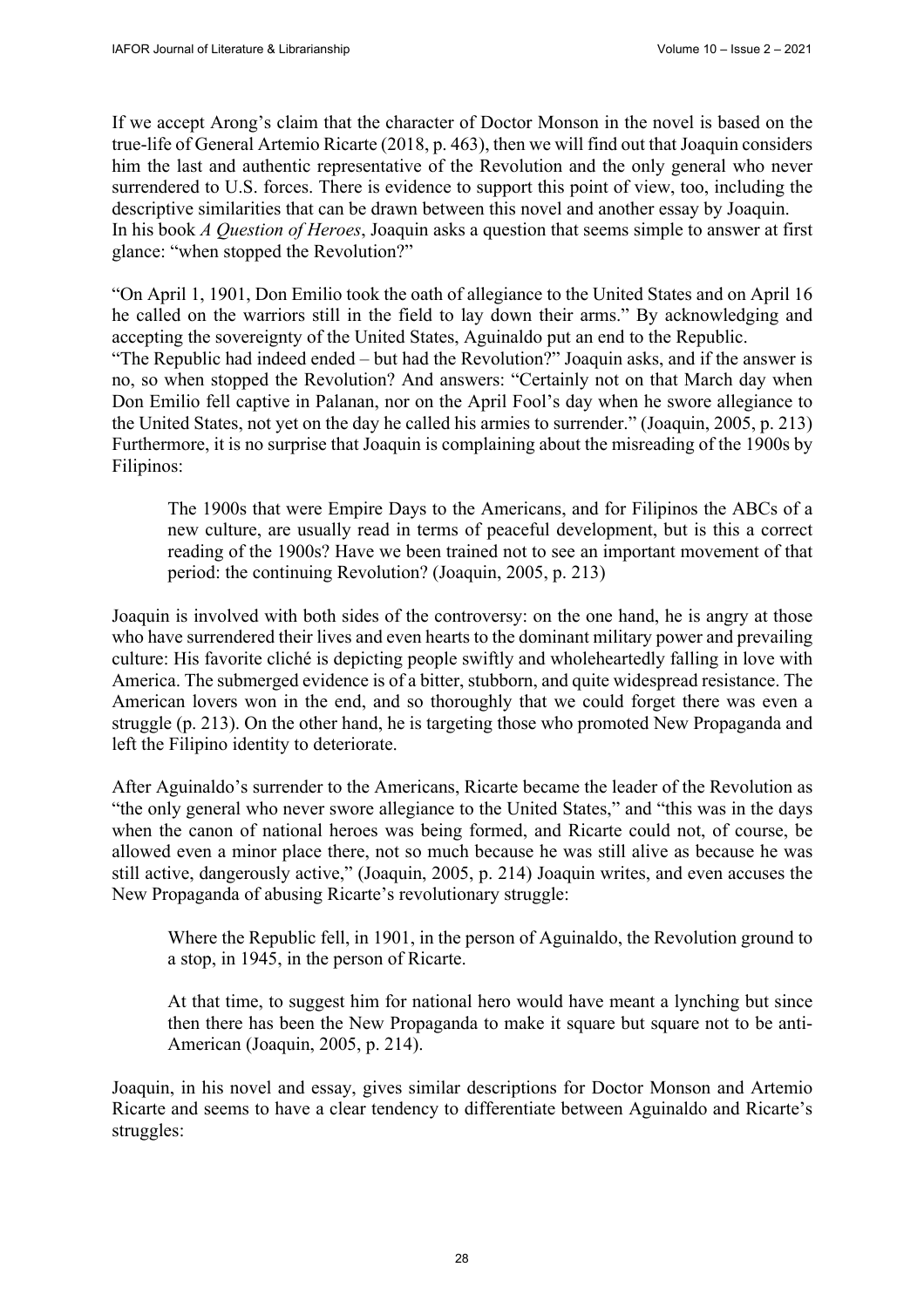If we accept Arong's claim that the character of Doctor Monson in the novel is based on the true-life of General Artemio Ricarte (2018, p. 463), then we will find out that Joaquin considers him the last and authentic representative of the Revolution and the only general who never surrendered to U.S. forces. There is evidence to support this point of view, too, including the descriptive similarities that can be drawn between this novel and another essay by Joaquin. In his book *A Question of Heroes*, Joaquin asks a question that seems simple to answer at first glance: "when stopped the Revolution?"

"On April 1, 1901, Don Emilio took the oath of allegiance to the United States and on April 16 he called on the warriors still in the field to lay down their arms." By acknowledging and accepting the sovereignty of the United States, Aguinaldo put an end to the Republic. "The Republic had indeed ended – but had the Revolution?" Joaquin asks, and if the answer is no, so when stopped the Revolution? And answers: "Certainly not on that March day when Don Emilio fell captive in Palanan, nor on the April Fool's day when he swore allegiance to the United States, not yet on the day he called his armies to surrender." (Joaquin, 2005, p. 213) Furthermore, it is no surprise that Joaquin is complaining about the misreading of the 1900s by Filipinos:

> The 1900s that were Empire Days to the Americans, and for Filipinos the ABCs of a new culture, are usually read in terms of peaceful development, but is this a correct reading of the 1900s? Have we been trained not to see an important movement of that period: the continuing Revolution? (Joaquin, 2005, p. 213)

Joaquin is involved with both sides of the controversy: on the one hand, he is angry at those who have surrendered their lives and even hearts to the dominant military power and prevailing culture: His favorite cliché is depicting people swiftly and wholeheartedly falling in love with America. The submerged evidence is of a bitter, stubborn, and quite widespread resistance. The American lovers won in the end, and so thoroughly that we could forget there was even a struggle (p. 213). On the other hand, he is targeting those who promoted New Propaganda and left the Filipino identity to deteriorate.

After Aguinaldo's surrender to the Americans, Ricarte became the leader of the Revolution as "the only general who never swore allegiance to the United States," and "this was in the days when the canon of national heroes was being formed, and Ricarte could not, of course, be allowed even a minor place there, not so much because he was still alive as because he was still active, dangerously active," (Joaquin, 2005, p. 214) Joaquin writes, and even accuses the New Propaganda of abusing Ricarte's revolutionary struggle:

> Where the Republic fell, in 1901, in the person of Aguinaldo, the Revolution ground to a stop, in 1945, in the person of Ricarte.
>
> At that time, to suggest him for national hero would have meant a lynching but since then there has been the New Propaganda to make it square but square not to be anti-American (Joaquin, 2005, p. 214).

Joaquin, in his novel and essay, gives similar descriptions for Doctor Monson and Artemio Ricarte and seems to have a clear tendency to differentiate between Aguinaldo and Ricarte's struggles: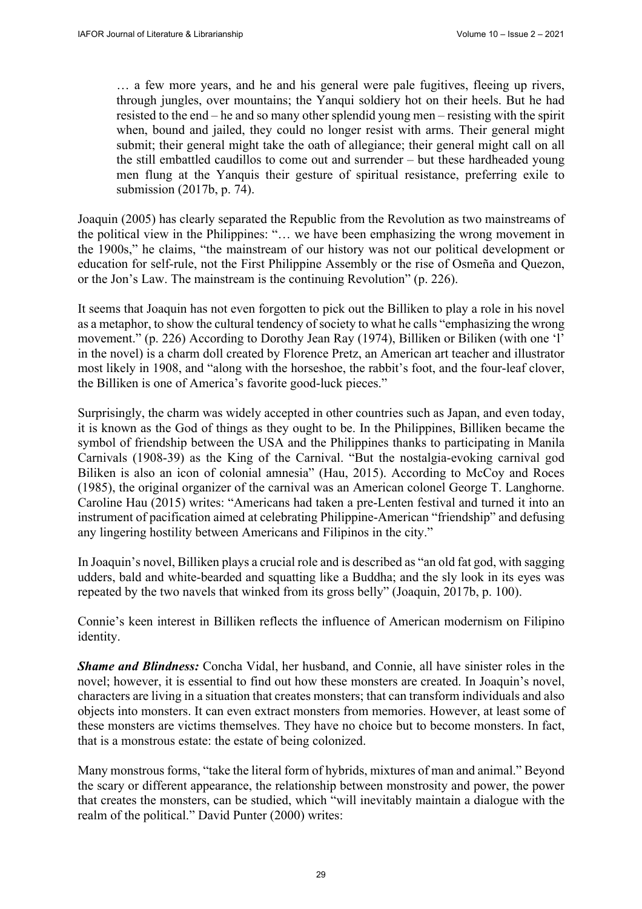> … a few more years, and he and his general were pale fugitives, fleeing up rivers, through jungles, over mountains; the Yanqui soldiery hot on their heels. But he had resisted to the end – he and so many other splendid young men – resisting with the spirit when, bound and jailed, they could no longer resist with arms. Their general might submit; their general might take the oath of allegiance; their general might call on all the still embattled caudillos to come out and surrender – but these hardheaded young men flung at the Yanquis their gesture of spiritual resistance, preferring exile to submission (2017b, p. 74).

Joaquin (2005) has clearly separated the Republic from the Revolution as two mainstreams of the political view in the Philippines: "… we have been emphasizing the wrong movement in the 1900s," he claims, "the mainstream of our history was not our political development or education for self-rule, not the First Philippine Assembly or the rise of Osmeña and Quezon, or the Jon's Law. The mainstream is the continuing Revolution" (p. 226).

It seems that Joaquin has not even forgotten to pick out the Billiken to play a role in his novel as a metaphor, to show the cultural tendency of society to what he calls "emphasizing the wrong movement." (p. 226) According to Dorothy Jean Ray (1974), Billiken or Biliken (with one 'l' in the novel) is a charm doll created by Florence Pretz, an American art teacher and illustrator most likely in 1908, and "along with the horseshoe, the rabbit's foot, and the four-leaf clover, the Billiken is one of America's favorite good-luck pieces."

Surprisingly, the charm was widely accepted in other countries such as Japan, and even today, it is known as the God of things as they ought to be. In the Philippines, Billiken became the symbol of friendship between the USA and the Philippines thanks to participating in Manila Carnivals (1908-39) as the King of the Carnival. "But the nostalgia-evoking carnival god Biliken is also an icon of colonial amnesia" (Hau, 2015). According to McCoy and Roces (1985), the original organizer of the carnival was an American colonel George T. Langhorne. Caroline Hau (2015) writes: "Americans had taken a pre-Lenten festival and turned it into an instrument of pacification aimed at celebrating Philippine-American "friendship" and defusing any lingering hostility between Americans and Filipinos in the city."

In Joaquin's novel, Billiken plays a crucial role and is described as "an old fat god, with sagging udders, bald and white-bearded and squatting like a Buddha; and the sly look in its eyes was repeated by the two navels that winked from its gross belly" (Joaquin, 2017b, p. 100).

Connie's keen interest in Billiken reflects the influence of American modernism on Filipino identity.

***Shame and Blindness:*** Concha Vidal, her husband, and Connie, all have sinister roles in the novel; however, it is essential to find out how these monsters are created. In Joaquin's novel, characters are living in a situation that creates monsters; that can transform individuals and also objects into monsters. It can even extract monsters from memories. However, at least some of these monsters are victims themselves. They have no choice but to become monsters. In fact, that is a monstrous estate: the estate of being colonized.

Many monstrous forms, "take the literal form of hybrids, mixtures of man and animal." Beyond the scary or different appearance, the relationship between monstrosity and power, the power that creates the monsters, can be studied, which "will inevitably maintain a dialogue with the realm of the political." David Punter (2000) writes: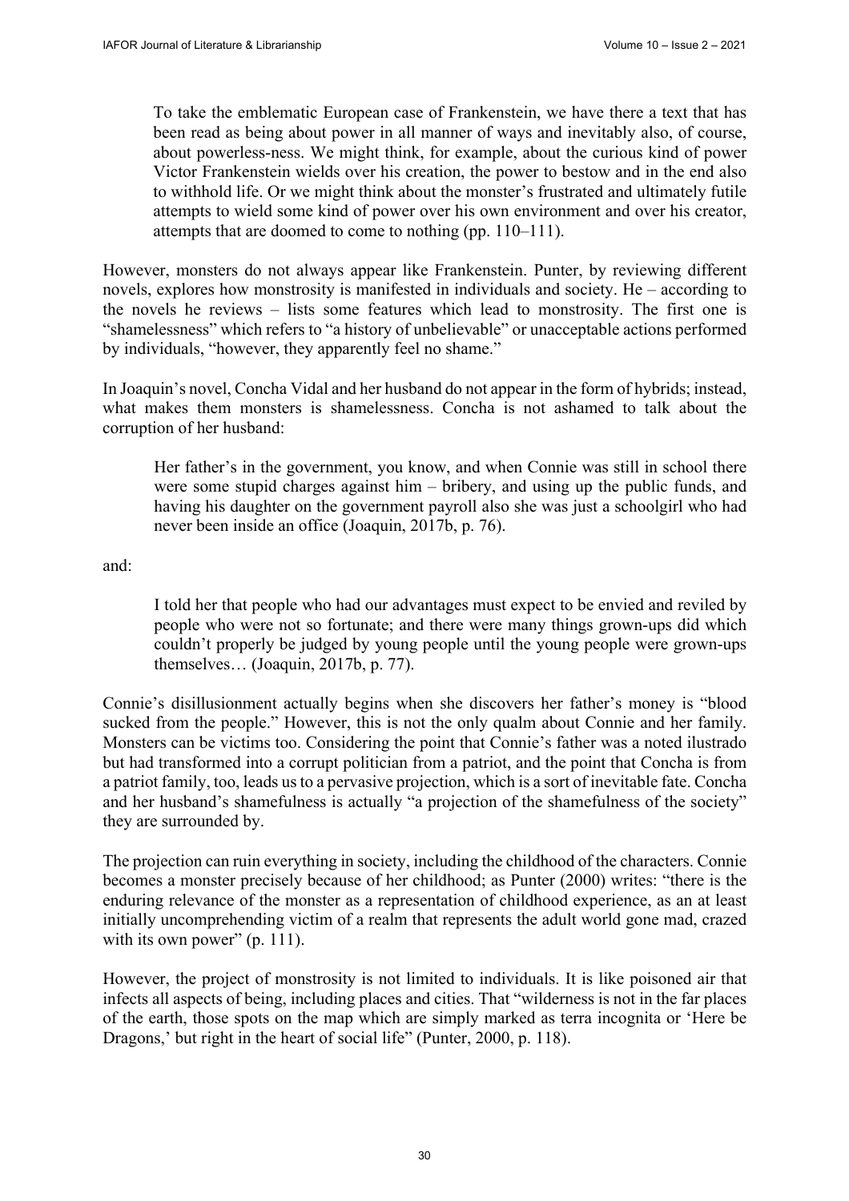> To take the emblematic European case of Frankenstein, we have there a text that has been read as being about power in all manner of ways and inevitably also, of course, about powerless-ness. We might think, for example, about the curious kind of power Victor Frankenstein wields over his creation, the power to bestow and in the end also to withhold life. Or we might think about the monster's frustrated and ultimately futile attempts to wield some kind of power over his own environment and over his creator, attempts that are doomed to come to nothing (pp. 110–111).

However, monsters do not always appear like Frankenstein. Punter, by reviewing different novels, explores how monstrosity is manifested in individuals and society. He – according to the novels he reviews – lists some features which lead to monstrosity. The first one is "shamelessness" which refers to "a history of unbelievable" or unacceptable actions performed by individuals, "however, they apparently feel no shame."

In Joaquin's novel, Concha Vidal and her husband do not appear in the form of hybrids; instead, what makes them monsters is shamelessness. Concha is not ashamed to talk about the corruption of her husband:

> Her father's in the government, you know, and when Connie was still in school there were some stupid charges against him – bribery, and using up the public funds, and having his daughter on the government payroll also she was just a schoolgirl who had never been inside an office (Joaquin, 2017b, p. 76).

and:

> I told her that people who had our advantages must expect to be envied and reviled by people who were not so fortunate; and there were many things grown-ups did which couldn't properly be judged by young people until the young people were grown-ups themselves… (Joaquin, 2017b, p. 77).

Connie's disillusionment actually begins when she discovers her father's money is "blood sucked from the people." However, this is not the only qualm about Connie and her family. Monsters can be victims too. Considering the point that Connie's father was a noted ilustrado but had transformed into a corrupt politician from a patriot, and the point that Concha is from a patriot family, too, leads us to a pervasive projection, which is a sort of inevitable fate. Concha and her husband's shamefulness is actually "a projection of the shamefulness of the society" they are surrounded by.

The projection can ruin everything in society, including the childhood of the characters. Connie becomes a monster precisely because of her childhood; as Punter (2000) writes: "there is the enduring relevance of the monster as a representation of childhood experience, as an at least initially uncomprehending victim of a realm that represents the adult world gone mad, crazed with its own power" (p. 111).

However, the project of monstrosity is not limited to individuals. It is like poisoned air that infects all aspects of being, including places and cities. That "wilderness is not in the far places of the earth, those spots on the map which are simply marked as terra incognita or 'Here be Dragons,' but right in the heart of social life" (Punter, 2000, p. 118).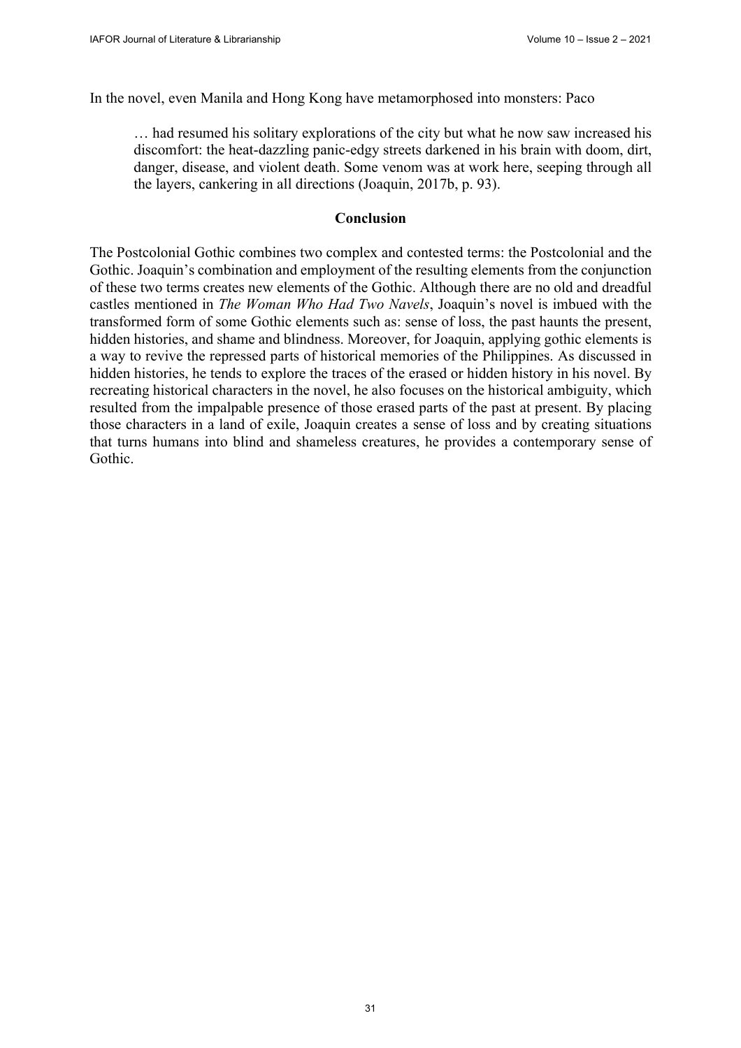In the novel, even Manila and Hong Kong have metamorphosed into monsters: Paco

> … had resumed his solitary explorations of the city but what he now saw increased his discomfort: the heat-dazzling panic-edgy streets darkened in his brain with doom, dirt, danger, disease, and violent death. Some venom was at work here, seeping through all the layers, cankering in all directions (Joaquin, 2017b, p. 93).

## Conclusion

The Postcolonial Gothic combines two complex and contested terms: the Postcolonial and the Gothic. Joaquin's combination and employment of the resulting elements from the conjunction of these two terms creates new elements of the Gothic. Although there are no old and dreadful castles mentioned in *The Woman Who Had Two Navels*, Joaquin's novel is imbued with the transformed form of some Gothic elements such as: sense of loss, the past haunts the present, hidden histories, and shame and blindness. Moreover, for Joaquin, applying gothic elements is a way to revive the repressed parts of historical memories of the Philippines. As discussed in hidden histories, he tends to explore the traces of the erased or hidden history in his novel. By recreating historical characters in the novel, he also focuses on the historical ambiguity, which resulted from the impalpable presence of those erased parts of the past at present. By placing those characters in a land of exile, Joaquin creates a sense of loss and by creating situations that turns humans into blind and shameless creatures, he provides a contemporary sense of Gothic.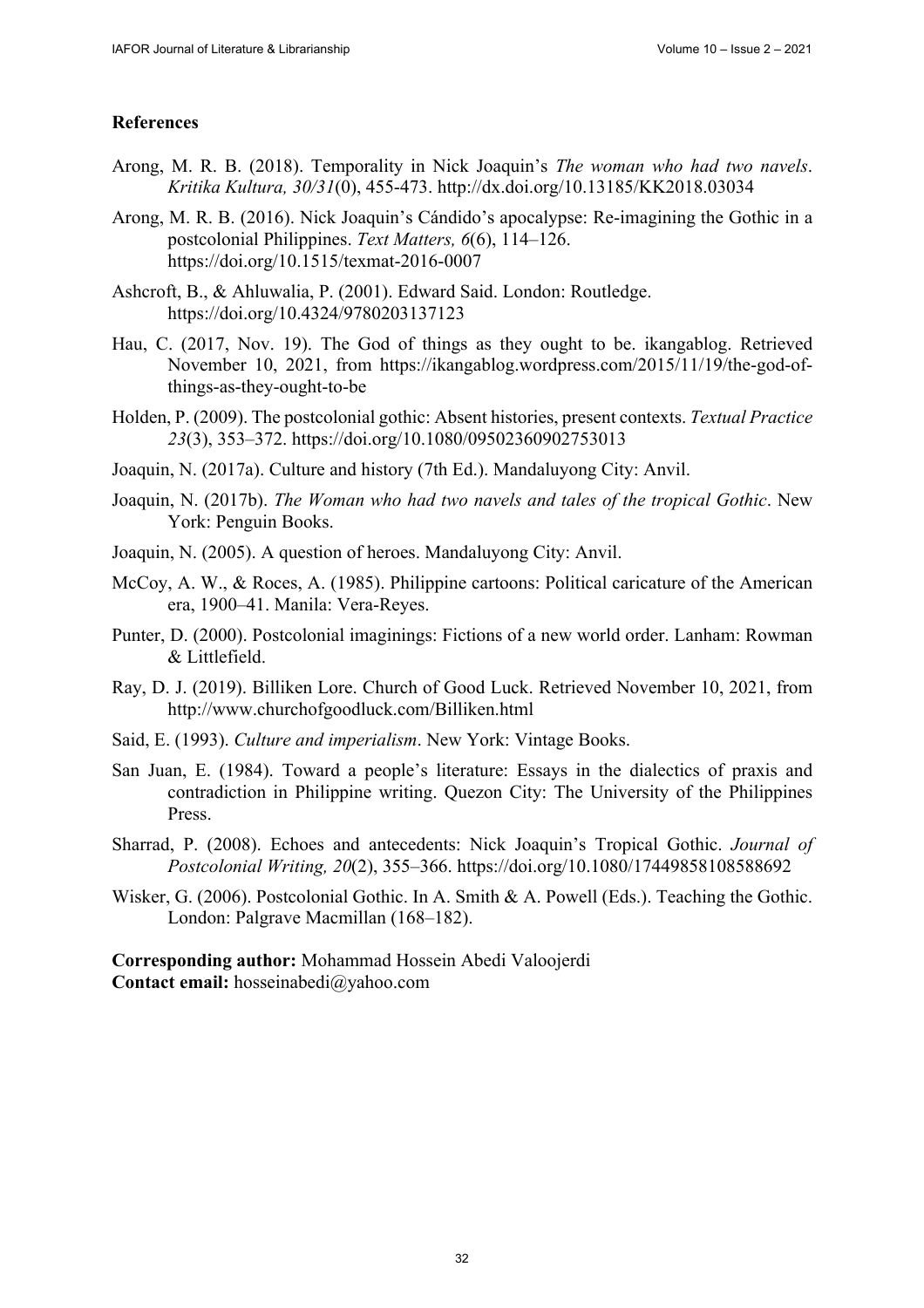## References

Arong, M. R. B. (2018). Temporality in Nick Joaquin's *The woman who had two navels*. *Kritika Kultura, 30/31*(0), 455-473. http://dx.doi.org/10.13185/KK2018.03034

Arong, M. R. B. (2016). Nick Joaquin's Cándido's apocalypse: Re-imagining the Gothic in a postcolonial Philippines. *Text Matters, 6*(6), 114–126. https://doi.org/10.1515/texmat-2016-0007

Ashcroft, B., & Ahluwalia, P. (2001). Edward Said. London: Routledge. https://doi.org/10.4324/9780203137123

Hau, C. (2017, Nov. 19). The God of things as they ought to be. ikangablog. Retrieved November 10, 2021, from https://ikangablog.wordpress.com/2015/11/19/the-god-of-things-as-they-ought-to-be

Holden, P. (2009). The postcolonial gothic: Absent histories, present contexts. *Textual Practice 23*(3), 353–372. https://doi.org/10.1080/09502360902753013

Joaquin, N. (2017a). Culture and history (7th Ed.). Mandaluyong City: Anvil.

Joaquin, N. (2017b). *The Woman who had two navels and tales of the tropical Gothic*. New York: Penguin Books.

Joaquin, N. (2005). A question of heroes. Mandaluyong City: Anvil.

McCoy, A. W., & Roces, A. (1985). Philippine cartoons: Political caricature of the American era, 1900–41. Manila: Vera-Reyes.

Punter, D. (2000). Postcolonial imaginings: Fictions of a new world order. Lanham: Rowman & Littlefield.

Ray, D. J. (2019). Billiken Lore. Church of Good Luck. Retrieved November 10, 2021, from http://www.churchofgoodluck.com/Billiken.html

Said, E. (1993). *Culture and imperialism*. New York: Vintage Books.

San Juan, E. (1984). Toward a people's literature: Essays in the dialectics of praxis and contradiction in Philippine writing. Quezon City: The University of the Philippines Press.

Sharrad, P. (2008). Echoes and antecedents: Nick Joaquin's Tropical Gothic. *Journal of Postcolonial Writing, 20*(2), 355–366. https://doi.org/10.1080/17449858108588692

Wisker, G. (2006). Postcolonial Gothic. In A. Smith & A. Powell (Eds.). Teaching the Gothic. London: Palgrave Macmillan (168–182).

**Corresponding author:** Mohammad Hossein Abedi Valoojerdi
**Contact email:** hosseinabedi@yahoo.com